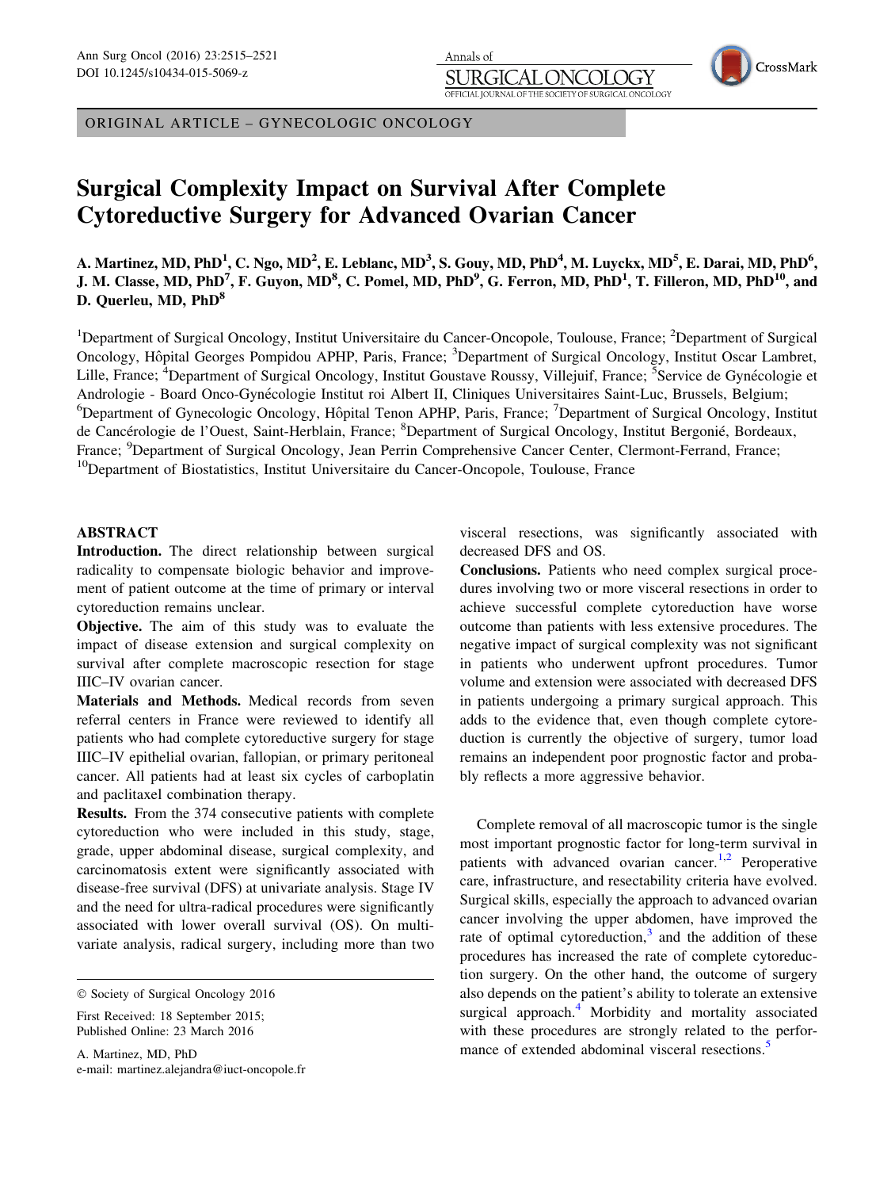ORIGINAL ARTICLE – GYNECOLOGIC ONCOLOGY

# Surgical Complexity Impact on Survival After Complete Cytoreductive Surgery for Advanced Ovarian Cancer

**A. Martinez, MD, PhD[1], C. Ngo, MD[2], E. Leblanc, MD[3], S. Gouy, MD, PhD[4], M. Luyckx, MD[5], E. Darai, MD, PhD[6], J. M. Classe, MD, PhD[7], F. Guyon, MD[8], C. Pomel, MD, PhD[9], G. Ferron, MD, PhD[1], T. Filleron, MD, PhD[10], and D. Querleu, MD, PhD[8]**

[1]Department of Surgical Oncology, Institut Universitaire du Cancer-Oncopole, Toulouse, France; [2]Department of Surgical Oncology, Hôpital Georges Pompidou APHP, Paris, France; [3]Department of Surgical Oncology, Institut Oscar Lambret, Lille, France; [4]Department of Surgical Oncology, Institut Goustave Roussy, Villejuif, France; [5]Service de Gynécologie et Andrologie - Board Onco-Gynécologie Institut roi Albert II, Cliniques Universitaires Saint-Luc, Brussels, Belgium; [6]Department of Gynecologic Oncology, Hôpital Tenon APHP, Paris, France; [7]Department of Surgical Oncology, Institut de Cancérologie de l'Ouest, Saint-Herblain, France; [8]Department of Surgical Oncology, Institut Bergonié, Bordeaux, France; [9]Department of Surgical Oncology, Jean Perrin Comprehensive Cancer Center, Clermont-Ferrand, France; [10]Department of Biostatistics, Institut Universitaire du Cancer-Oncopole, Toulouse, France

## ABSTRACT

**Introduction.** The direct relationship between surgical radicality to compensate biologic behavior and improvement of patient outcome at the time of primary or interval cytoreduction remains unclear.

**Objective.** The aim of this study was to evaluate the impact of disease extension and surgical complexity on survival after complete macroscopic resection for stage IIIC–IV ovarian cancer.

**Materials and Methods.** Medical records from seven referral centers in France were reviewed to identify all patients who had complete cytoreductive surgery for stage IIIC–IV epithelial ovarian, fallopian, or primary peritoneal cancer. All patients had at least six cycles of carboplatin and paclitaxel combination therapy.

**Results.** From the 374 consecutive patients with complete cytoreduction who were included in this study, stage, grade, upper abdominal disease, surgical complexity, and carcinomatosis extent were significantly associated with disease-free survival (DFS) at univariate analysis. Stage IV and the need for ultra-radical procedures were significantly associated with lower overall survival (OS). On multivariate analysis, radical surgery, including more than two visceral resections, was significantly associated with decreased DFS and OS.

**Conclusions.** Patients who need complex surgical procedures involving two or more visceral resections in order to achieve successful complete cytoreduction have worse outcome than patients with less extensive procedures. The negative impact of surgical complexity was not significant in patients who underwent upfront procedures. Tumor volume and extension were associated with decreased DFS in patients undergoing a primary surgical approach. This adds to the evidence that, even though complete cytoreduction is currently the objective of surgery, tumor load remains an independent poor prognostic factor and probably reflects a more aggressive behavior.

© Society of Surgical Oncology 2016

First Received: 18 September 2015;
Published Online: 23 March 2016

A. Martinez, MD, PhD
e-mail: martinez.alejandra@iuct-oncopole.fr

Complete removal of all macroscopic tumor is the single most important prognostic factor for long-term survival in patients with advanced ovarian cancer.[1,2] Peroperative care, infrastructure, and resectability criteria have evolved. Surgical skills, especially the approach to advanced ovarian cancer involving the upper abdomen, have improved the rate of optimal cytoreduction,[3] and the addition of these procedures has increased the rate of complete cytoreduction surgery. On the other hand, the outcome of surgery also depends on the patient's ability to tolerate an extensive surgical approach.[4] Morbidity and mortality associated with these procedures are strongly related to the performance of extended abdominal visceral resections.[5]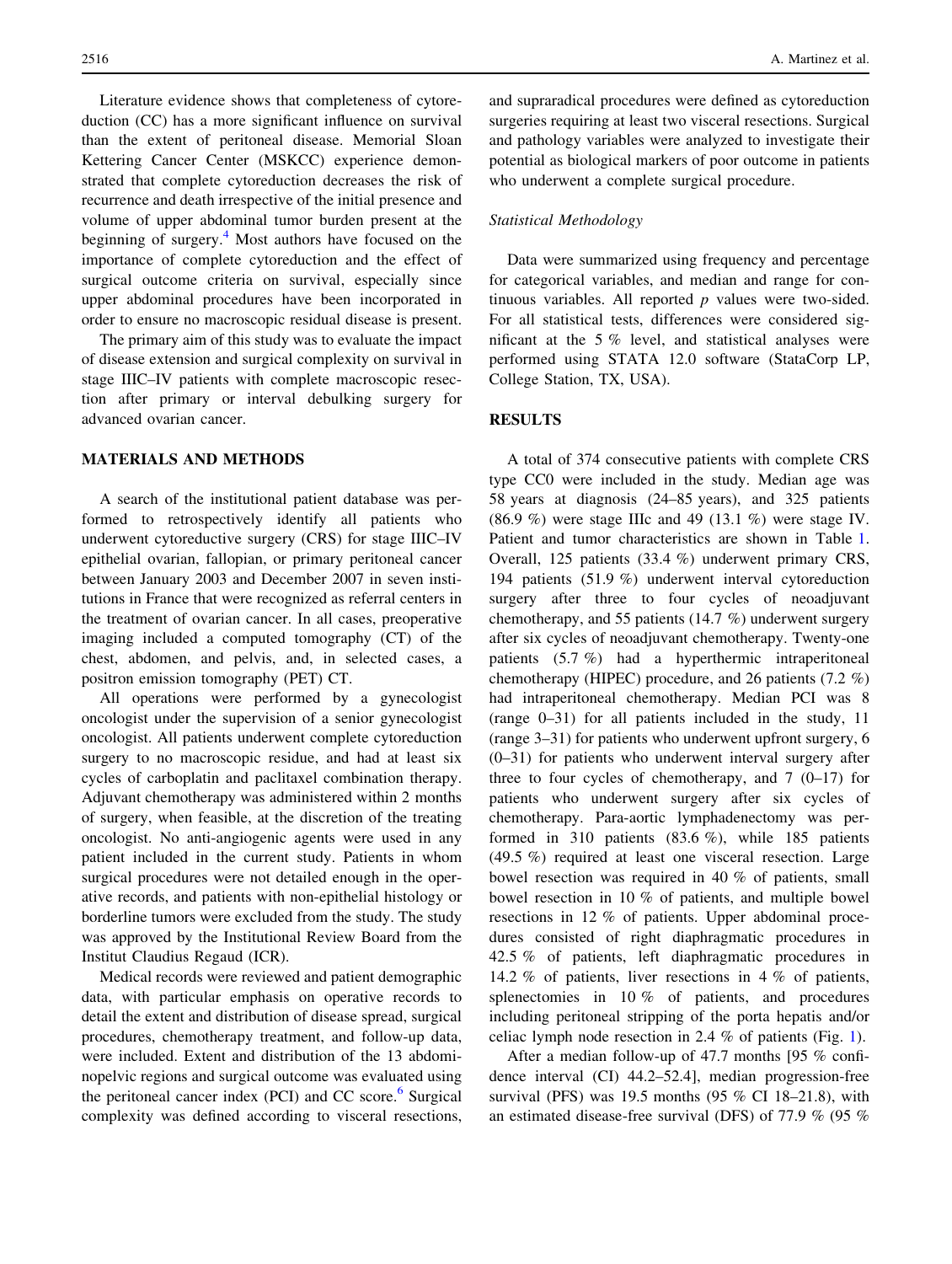Literature evidence shows that completeness of cytoreduction (CC) has a more significant influence on survival than the extent of peritoneal disease. Memorial Sloan Kettering Cancer Center (MSKCC) experience demonstrated that complete cytoreduction decreases the risk of recurrence and death irrespective of the initial presence and volume of upper abdominal tumor burden present at the beginning of surgery.[4] Most authors have focused on the importance of complete cytoreduction and the effect of surgical outcome criteria on survival, especially since upper abdominal procedures have been incorporated in order to ensure no macroscopic residual disease is present.

The primary aim of this study was to evaluate the impact of disease extension and surgical complexity on survival in stage IIIC–IV patients with complete macroscopic resection after primary or interval debulking surgery for advanced ovarian cancer.

## MATERIALS AND METHODS

A search of the institutional patient database was performed to retrospectively identify all patients who underwent cytoreductive surgery (CRS) for stage IIIC–IV epithelial ovarian, fallopian, or primary peritoneal cancer between January 2003 and December 2007 in seven institutions in France that were recognized as referral centers in the treatment of ovarian cancer. In all cases, preoperative imaging included a computed tomography (CT) of the chest, abdomen, and pelvis, and, in selected cases, a positron emission tomography (PET) CT.

All operations were performed by a gynecologist oncologist under the supervision of a senior gynecologist oncologist. All patients underwent complete cytoreduction surgery to no macroscopic residue, and had at least six cycles of carboplatin and paclitaxel combination therapy. Adjuvant chemotherapy was administered within 2 months of surgery, when feasible, at the discretion of the treating oncologist. No anti-angiogenic agents were used in any patient included in the current study. Patients in whom surgical procedures were not detailed enough in the operative records, and patients with non-epithelial histology or borderline tumors were excluded from the study. The study was approved by the Institutional Review Board from the Institut Claudius Regaud (ICR).

Medical records were reviewed and patient demographic data, with particular emphasis on operative records to detail the extent and distribution of disease spread, surgical procedures, chemotherapy treatment, and follow-up data, were included. Extent and distribution of the 13 abdominopelvic regions and surgical outcome was evaluated using the peritoneal cancer index (PCI) and CC score.[6] Surgical complexity was defined according to visceral resections, and supraradical procedures were defined as cytoreduction surgeries requiring at least two visceral resections. Surgical and pathology variables were analyzed to investigate their potential as biological markers of poor outcome in patients who underwent a complete surgical procedure.

### *Statistical Methodology*

Data were summarized using frequency and percentage for categorical variables, and median and range for continuous variables. All reported $p$ values were two-sided. For all statistical tests, differences were considered significant at the 5 % level, and statistical analyses were performed using STATA 12.0 software (StataCorp LP, College Station, TX, USA).

## RESULTS

A total of 374 consecutive patients with complete CRS type CC0 were included in the study. Median age was 58 years at diagnosis (24–85 years), and 325 patients (86.9 %) were stage IIIc and 49 (13.1 %) were stage IV. Patient and tumor characteristics are shown in Table 1. Overall, 125 patients (33.4 %) underwent primary CRS, 194 patients (51.9 %) underwent interval cytoreduction surgery after three to four cycles of neoadjuvant chemotherapy, and 55 patients (14.7 %) underwent surgery after six cycles of neoadjuvant chemotherapy. Twenty-one patients (5.7 %) had a hyperthermic intraperitoneal chemotherapy (HIPEC) procedure, and 26 patients (7.2 %) had intraperitoneal chemotherapy. Median PCI was 8 (range 0–31) for all patients included in the study, 11 (range 3–31) for patients who underwent upfront surgery, 6 (0–31) for patients who underwent interval surgery after three to four cycles of chemotherapy, and 7 (0–17) for patients who underwent surgery after six cycles of chemotherapy. Para-aortic lymphadenectomy was performed in 310 patients (83.6 %), while 185 patients (49.5 %) required at least one visceral resection. Large bowel resection was required in 40 % of patients, small bowel resection in 10 % of patients, and multiple bowel resections in 12 % of patients. Upper abdominal procedures consisted of right diaphragmatic procedures in 42.5 % of patients, left diaphragmatic procedures in 14.2 % of patients, liver resections in 4 % of patients, splenectomies in 10 % of patients, and procedures including peritoneal stripping of the porta hepatis and/or celiac lymph node resection in 2.4 % of patients (Fig. 1).

After a median follow-up of 47.7 months [95 % confidence interval (CI) 44.2–52.4], median progression-free survival (PFS) was 19.5 months (95 % CI 18–21.8), with an estimated disease-free survival (DFS) of 77.9 % (95 %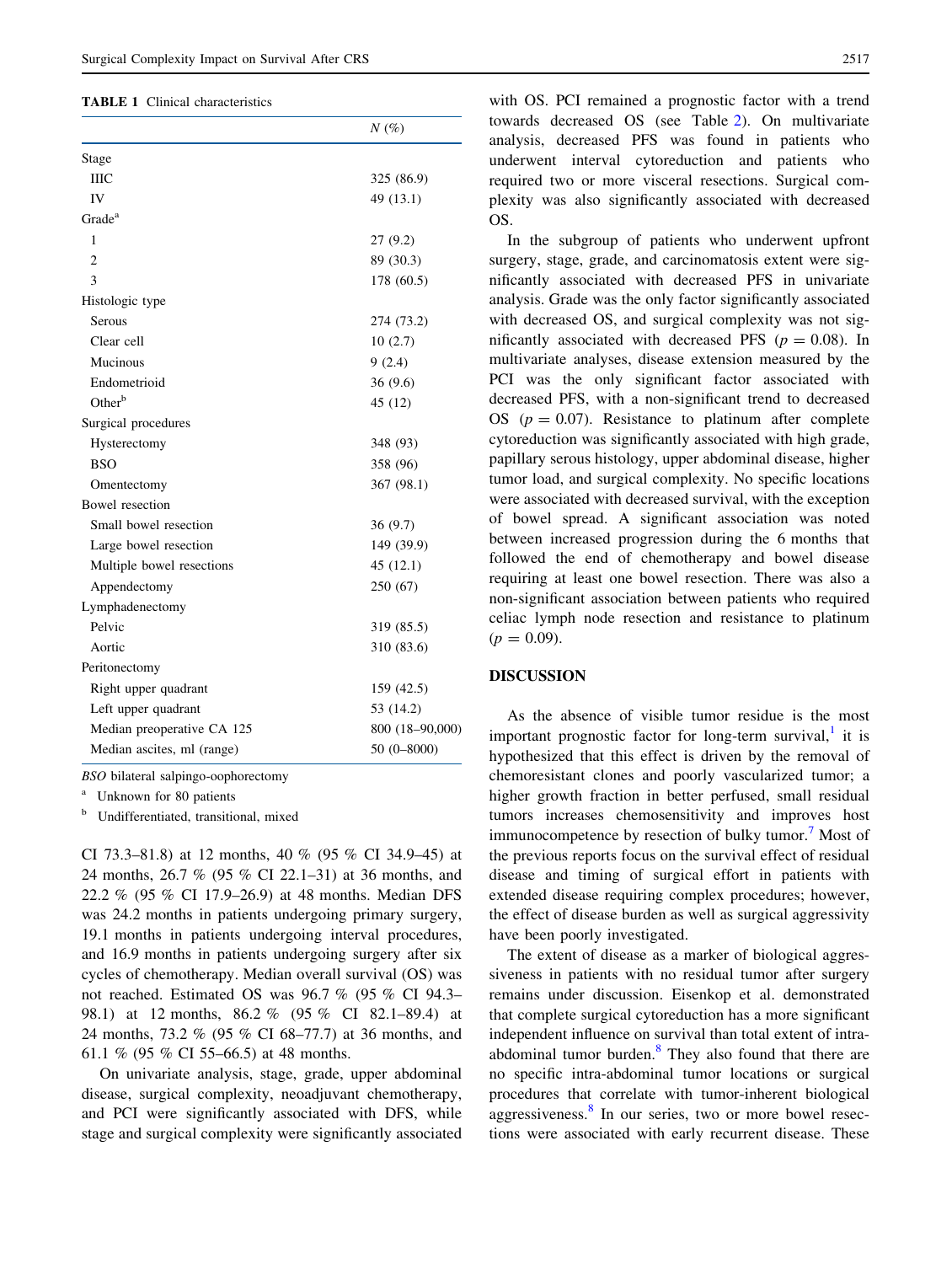**TABLE 1** Clinical characteristics

| | N (%) |
|---|---|
| Stage | |
| IIIC | 325 (86.9) |
| IV | 49 (13.1) |
| Grade[a] | |
| 1 | 27 (9.2) |
| 2 | 89 (30.3) |
| 3 | 178 (60.5) |
| Histologic type | |
| Serous | 274 (73.2) |
| Clear cell | 10 (2.7) |
| Mucinous | 9 (2.4) |
| Endometrioid | 36 (9.6) |
| Other[b] | 45 (12) |
| Surgical procedures | |
| Hysterectomy | 348 (93) |
| BSO | 358 (96) |
| Omentectomy | 367 (98.1) |
| Bowel resection | |
| Small bowel resection | 36 (9.7) |
| Large bowel resection | 149 (39.9) |
| Multiple bowel resections | 45 (12.1) |
| Appendectomy | 250 (67) |
| Lymphadenectomy | |
| Pelvic | 319 (85.5) |
| Aortic | 310 (83.6) |
| Peritonectomy | |
| Right upper quadrant | 159 (42.5) |
| Left upper quadrant | 53 (14.2) |
| Median preoperative CA 125 | 800 (18–90,000) |
| Median ascites, ml (range) | 50 (0–8000) |

*BSO* bilateral salpingo-oophorectomy

[a] Unknown for 80 patients

[b] Undifferentiated, transitional, mixed

CI 73.3–81.8) at 12 months, 40 % (95 % CI 34.9–45) at 24 months, 26.7 % (95 % CI 22.1–31) at 36 months, and 22.2 % (95 % CI 17.9–26.9) at 48 months. Median DFS was 24.2 months in patients undergoing primary surgery, 19.1 months in patients undergoing interval procedures, and 16.9 months in patients undergoing surgery after six cycles of chemotherapy. Median overall survival (OS) was not reached. Estimated OS was 96.7 % (95 % CI 94.3–98.1) at 12 months, 86.2 % (95 % CI 82.1–89.4) at 24 months, 73.2 % (95 % CI 68–77.7) at 36 months, and 61.1 % (95 % CI 55–66.5) at 48 months.

On univariate analysis, stage, grade, upper abdominal disease, surgical complexity, neoadjuvant chemotherapy, and PCI were significantly associated with DFS, while stage and surgical complexity were significantly associated with OS. PCI remained a prognostic factor with a trend towards decreased OS (see Table 2). On multivariate analysis, decreased PFS was found in patients who underwent interval cytoreduction and patients who required two or more visceral resections. Surgical complexity was also significantly associated with decreased OS.

In the subgroup of patients who underwent upfront surgery, stage, grade, and carcinomatosis extent were significantly associated with decreased PFS in univariate analysis. Grade was the only factor significantly associated with decreased OS, and surgical complexity was not significantly associated with decreased PFS ($p = 0.08$). In multivariate analyses, disease extension measured by the PCI was the only significant factor associated with decreased PFS, with a non-significant trend to decreased OS ($p = 0.07$). Resistance to platinum after complete cytoreduction was significantly associated with high grade, papillary serous histology, upper abdominal disease, higher tumor load, and surgical complexity. No specific locations were associated with decreased survival, with the exception of bowel spread. A significant association was noted between increased progression during the 6 months that followed the end of chemotherapy and bowel disease requiring at least one bowel resection. There was also a non-significant association between patients who required celiac lymph node resection and resistance to platinum ($p = 0.09$).

## DISCUSSION

As the absence of visible tumor residue is the most important prognostic factor for long-term survival,[1] it is hypothesized that this effect is driven by the removal of chemoresistant clones and poorly vascularized tumor; a higher growth fraction in better perfused, small residual tumors increases chemosensitivity and improves host immunocompetence by resection of bulky tumor.[7] Most of the previous reports focus on the survival effect of residual disease and timing of surgical effort in patients with extended disease requiring complex procedures; however, the effect of disease burden as well as surgical aggressivity have been poorly investigated.

The extent of disease as a marker of biological aggressiveness in patients with no residual tumor after surgery remains under discussion. Eisenkop et al. demonstrated that complete surgical cytoreduction has a more significant independent influence on survival than total extent of intra-abdominal tumor burden.[8] They also found that there are no specific intra-abdominal tumor locations or surgical procedures that correlate with tumor-inherent biological aggressiveness.[8] In our series, two or more bowel resections were associated with early recurrent disease. These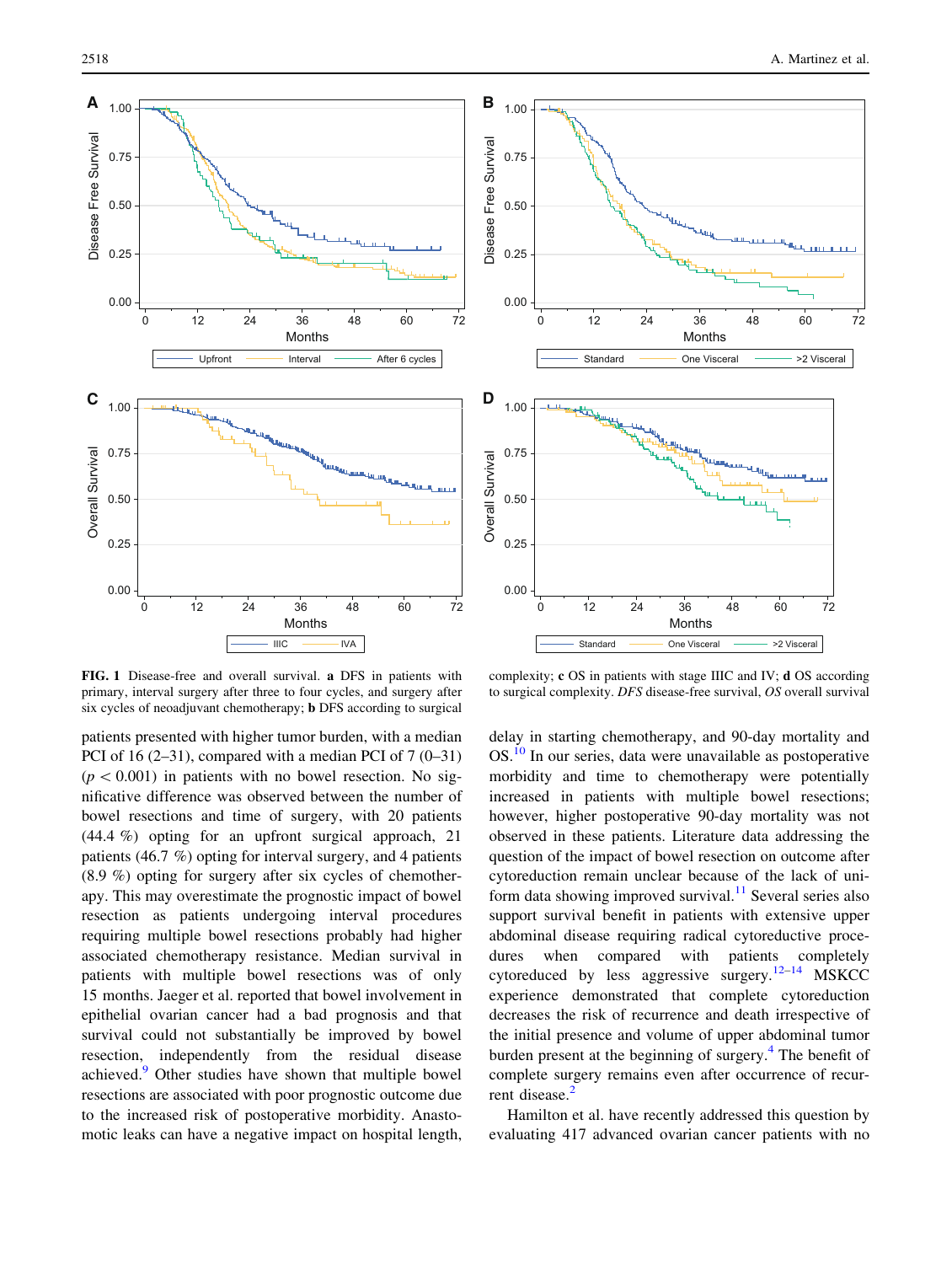**FIG. 1** Disease-free and overall survival. **a** DFS in patients with primary, interval surgery after three to four cycles, and surgery after six cycles of neoadjuvant chemotherapy; **b** DFS according to surgical complexity; **c** OS in patients with stage IIIC and IV; **d** OS according to surgical complexity. *DFS* disease-free survival, *OS* overall survival

patients presented with higher tumor burden, with a median PCI of 16 (2–31), compared with a median PCI of 7 (0–31) ($p < 0.001$) in patients with no bowel resection. No significative difference was observed between the number of bowel resections and time of surgery, with 20 patients (44.4 %) opting for an upfront surgical approach, 21 patients (46.7 %) opting for interval surgery, and 4 patients (8.9 %) opting for surgery after six cycles of chemotherapy. This may overestimate the prognostic impact of bowel resection as patients undergoing interval procedures requiring multiple bowel resections probably had higher associated chemotherapy resistance. Median survival in patients with multiple bowel resections was of only 15 months. Jaeger et al. reported that bowel involvement in epithelial ovarian cancer had a bad prognosis and that survival could not substantially be improved by bowel resection, independently from the residual disease achieved.[9] Other studies have shown that multiple bowel resections are associated with poor prognostic outcome due to the increased risk of postoperative morbidity. Anastomotic leaks can have a negative impact on hospital length, delay in starting chemotherapy, and 90-day mortality and OS.[10] In our series, data were unavailable as postoperative morbidity and time to chemotherapy were potentially increased in patients with multiple bowel resections; however, higher postoperative 90-day mortality was not observed in these patients. Literature data addressing the question of the impact of bowel resection on outcome after cytoreduction remain unclear because of the lack of uniform data showing improved survival.[11] Several series also support survival benefit in patients with extensive upper abdominal disease requiring radical cytoreductive procedures when compared with patients completely cytoreduced by less aggressive surgery.[12–14] MSKCC experience demonstrated that complete cytoreduction decreases the risk of recurrence and death irrespective of the initial presence and volume of upper abdominal tumor burden present at the beginning of surgery.[4] The benefit of complete surgery remains even after occurrence of recurrent disease.[2]

Hamilton et al. have recently addressed this question by evaluating 417 advanced ovarian cancer patients with no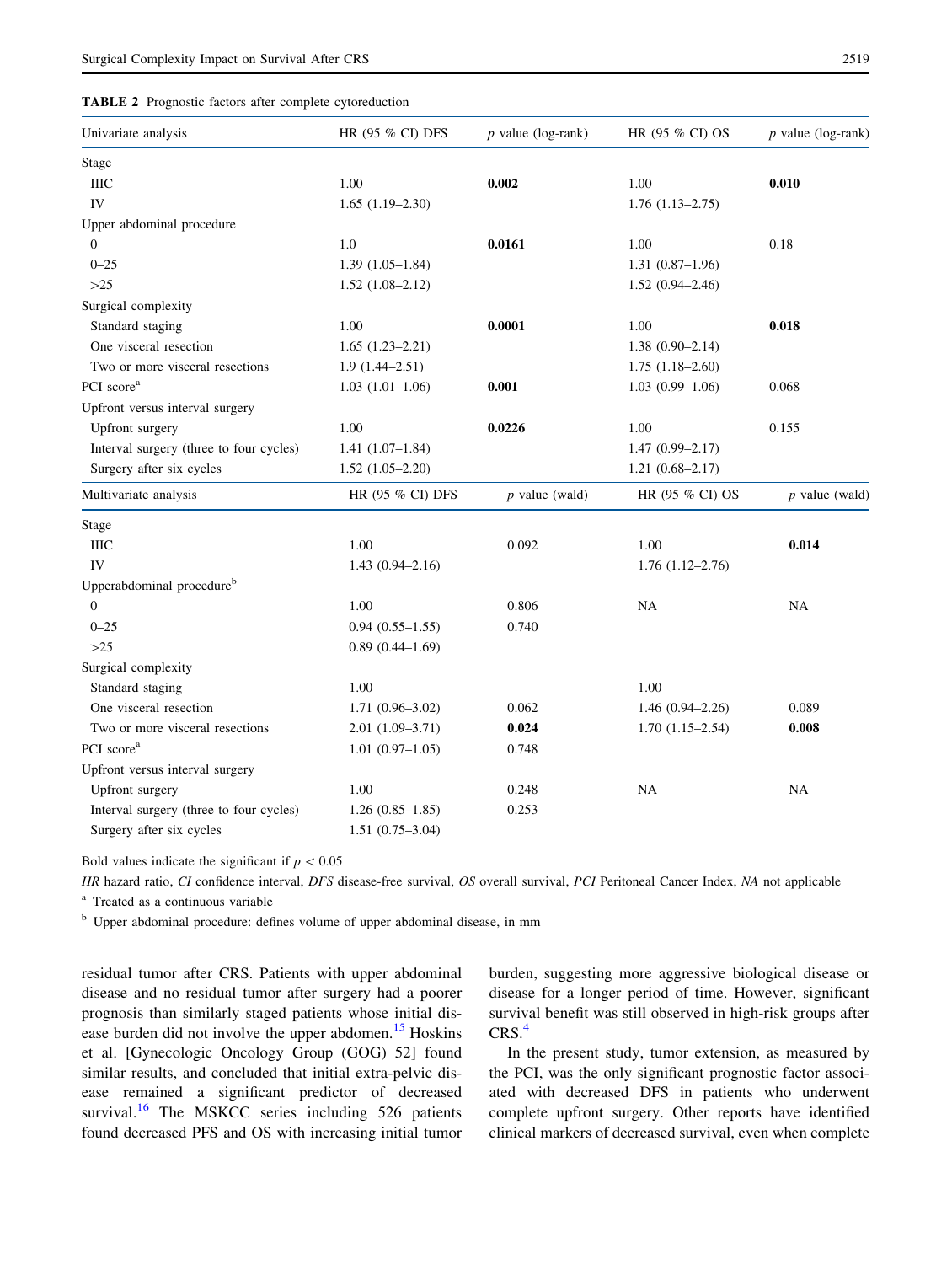**TABLE 2** Prognostic factors after complete cytoreduction

| Univariate analysis | HR (95 % CI) DFS | *p* value (log-rank) | HR (95 % CI) OS | *p* value (log-rank) |
|---|---|---|---|---|
| Stage | | | | |
| IIIC | 1.00 | **0.002** | 1.00 | **0.010** |
| IV | 1.65 (1.19–2.30) | | 1.76 (1.13–2.75) | |
| Upper abdominal procedure | | | | |
| 0 | 1.0 | **0.0161** | 1.00 | 0.18 |
| 0–25 | 1.39 (1.05–1.84) | | 1.31 (0.87–1.96) | |
| >25 | 1.52 (1.08–2.12) | | 1.52 (0.94–2.46) | |
| Surgical complexity | | | | |
| Standard staging | 1.00 | **0.0001** | 1.00 | **0.018** |
| One visceral resection | 1.65 (1.23–2.21) | | 1.38 (0.90–2.14) | |
| Two or more visceral resections | 1.9 (1.44–2.51) | | 1.75 (1.18–2.60) | |
| PCI score[a] | 1.03 (1.01–1.06) | **0.001** | 1.03 (0.99–1.06) | 0.068 |
| Upfront versus interval surgery | | | | |
| Upfront surgery | 1.00 | **0.0226** | 1.00 | 0.155 |
| Interval surgery (three to four cycles) | 1.41 (1.07–1.84) | | 1.47 (0.99–2.17) | |
| Surgery after six cycles | 1.52 (1.05–2.20) | | 1.21 (0.68–2.17) | |
| **Multivariate analysis** | **HR (95 % CI) DFS** | ***p* value (wald)** | **HR (95 % CI) OS** | ***p* value (wald)** |
| Stage | | | | |
| IIIC | 1.00 | 0.092 | 1.00 | **0.014** |
| IV | 1.43 (0.94–2.16) | | 1.76 (1.12–2.76) | |
| Upperabdominal procedure[b] | | | | |
| 0 | 1.00 | 0.806 | NA | NA |
| 0–25 | 0.94 (0.55–1.55) | 0.740 | | |
| >25 | 0.89 (0.44–1.69) | | | |
| Surgical complexity | | | | |
| Standard staging | 1.00 | | 1.00 | |
| One visceral resection | 1.71 (0.96–3.02) | 0.062 | 1.46 (0.94–2.26) | 0.089 |
| Two or more visceral resections | 2.01 (1.09–3.71) | **0.024** | 1.70 (1.15–2.54) | **0.008** |
| PCI score[a] | 1.01 (0.97–1.05) | 0.748 | | |
| Upfront versus interval surgery | | | | |
| Upfront surgery | 1.00 | 0.248 | NA | NA |
| Interval surgery (three to four cycles) | 1.26 (0.85–1.85) | 0.253 | | |
| Surgery after six cycles | 1.51 (0.75–3.04) | | | |

Bold values indicate the significant if $p < 0.05$

*HR* hazard ratio, *CI* confidence interval, *DFS* disease-free survival, *OS* overall survival, *PCI* Peritoneal Cancer Index, *NA* not applicable

[a] Treated as a continuous variable

[b] Upper abdominal procedure: defines volume of upper abdominal disease, in mm

residual tumor after CRS. Patients with upper abdominal disease and no residual tumor after surgery had a poorer prognosis than similarly staged patients whose initial disease burden did not involve the upper abdomen.[15] Hoskins et al. [Gynecologic Oncology Group (GOG) 52] found similar results, and concluded that initial extra-pelvic disease remained a significant predictor of decreased survival.[16] The MSKCC series including 526 patients found decreased PFS and OS with increasing initial tumor burden, suggesting more aggressive biological disease or disease for a longer period of time. However, significant survival benefit was still observed in high-risk groups after CRS.[4]

In the present study, tumor extension, as measured by the PCI, was the only significant prognostic factor associated with decreased DFS in patients who underwent complete upfront surgery. Other reports have identified clinical markers of decreased survival, even when complete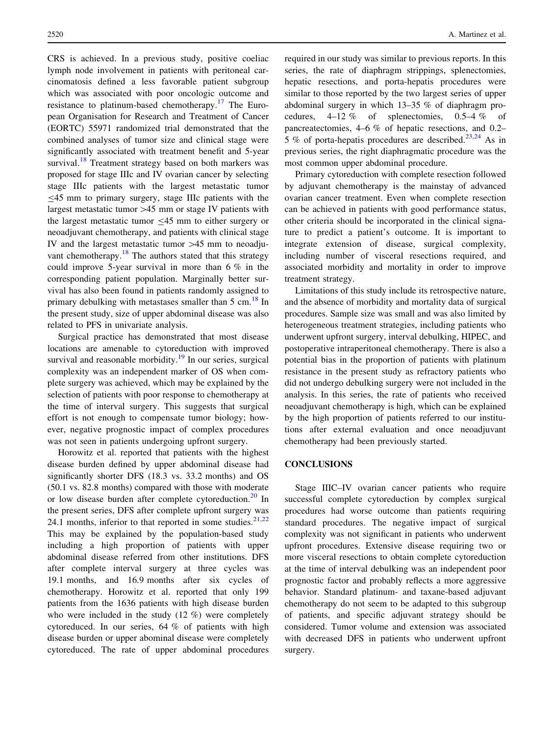CRS is achieved. In a previous study, positive coeliac lymph node involvement in patients with peritoneal carcinomatosis defined a less favorable patient subgroup which was associated with poor oncologic outcome and resistance to platinum-based chemotherapy.[17] The European Organisation for Research and Treatment of Cancer (EORTC) 55971 randomized trial demonstrated that the combined analyses of tumor size and clinical stage were significantly associated with treatment benefit and 5-year survival.[18] Treatment strategy based on both markers was proposed for stage IIIc and IV ovarian cancer by selecting stage IIIc patients with the largest metastatic tumor ≤45 mm to primary surgery, stage IIIc patients with the largest metastatic tumor >45 mm or stage IV patients with the largest metastatic tumor ≤45 mm to either surgery or neoadjuvant chemotherapy, and patients with clinical stage IV and the largest metastatic tumor >45 mm to neoadjuvant chemotherapy.[18] The authors stated that this strategy could improve 5-year survival in more than 6 % in the corresponding patient population. Marginally better survival has also been found in patients randomly assigned to primary debulking with metastases smaller than 5 cm.[18] In the present study, size of upper abdominal disease was also related to PFS in univariate analysis.

Surgical practice has demonstrated that most disease locations are amenable to cytoreduction with improved survival and reasonable morbidity.[19] In our series, surgical complexity was an independent marker of OS when complete surgery was achieved, which may be explained by the selection of patients with poor response to chemotherapy at the time of interval surgery. This suggests that surgical effort is not enough to compensate tumor biology; however, negative prognostic impact of complex procedures was not seen in patients undergoing upfront surgery.

Horowitz et al. reported that patients with the highest disease burden defined by upper abdominal disease had significantly shorter DFS (18.3 vs. 33.2 months) and OS (50.1 vs. 82.8 months) compared with those with moderate or low disease burden after complete cytoreduction.[20] In the present series, DFS after complete upfront surgery was 24.1 months, inferior to that reported in some studies.[21,22] This may be explained by the population-based study including a high proportion of patients with upper abdominal disease referred from other institutions. DFS after complete interval surgery at three cycles was 19.1 months, and 16.9 months after six cycles of chemotherapy. Horowitz et al. reported that only 199 patients from the 1636 patients with high disease burden who were included in the study (12 %) were completely cytoreduced. In our series, 64 % of patients with high disease burden or upper abominal disease were completely cytoreduced. The rate of upper abdominal procedures required in our study was similar to previous reports. In this series, the rate of diaphragm strippings, splenectomies, hepatic resections, and porta-hepatis procedures were similar to those reported by the two largest series of upper abdominal surgery in which 13–35 % of diaphragm procedures, 4–12 % of splenectomies, 0.5–4 % of pancreatectomies, 4–6 % of hepatic resections, and 0.2–5 % of porta-hepatis procedures are described.[23,24] As in previous series, the right diaphragmatic procedure was the most common upper abdominal procedure.

Primary cytoreduction with complete resection followed by adjuvant chemotherapy is the mainstay of advanced ovarian cancer treatment. Even when complete resection can be achieved in patients with good performance status, other criteria should be incorporated in the clinical signature to predict a patient's outcome. It is important to integrate extension of disease, surgical complexity, including number of visceral resections required, and associated morbidity and mortality in order to improve treatment strategy.

Limitations of this study include its retrospective nature, and the absence of morbidity and mortality data of surgical procedures. Sample size was small and was also limited by heterogeneous treatment strategies, including patients who underwent upfront surgery, interval debulking, HIPEC, and postoperative intraperitoneal chemotherapy. There is also a potential bias in the proportion of patients with platinum resistance in the present study as refractory patients who did not undergo debulking surgery were not included in the analysis. In this series, the rate of patients who received neoadjuvant chemotherapy is high, which can be explained by the high proportion of patients referred to our institutions after external evaluation and once neoadjuvant chemotherapy had been previously started.

## CONCLUSIONS

Stage IIIC–IV ovarian cancer patients who require successful complete cytoreduction by complex surgical procedures had worse outcome than patients requiring standard procedures. The negative impact of surgical complexity was not significant in patients who underwent upfront procedures. Extensive disease requiring two or more visceral resections to obtain complete cytoreduction at the time of interval debulking was an independent poor prognostic factor and probably reflects a more aggressive behavior. Standard platinum- and taxane-based adjuvant chemotherapy do not seem to be adapted to this subgroup of patients, and specific adjuvant strategy should be considered. Tumor volume and extension was associated with decreased DFS in patients who underwent upfront surgery.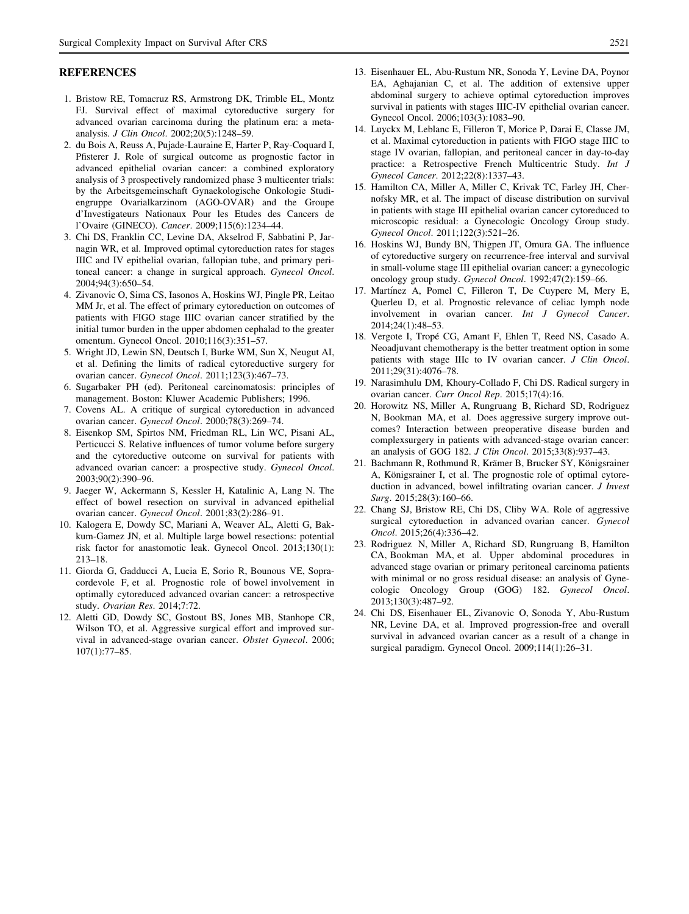## REFERENCES

1. Bristow RE, Tomacruz RS, Armstrong DK, Trimble EL, Montz FJ. Survival effect of maximal cytoreductive surgery for advanced ovarian carcinoma during the platinum era: a meta-analysis. *J Clin Oncol*. 2002;20(5):1248–59.
2. du Bois A, Reuss A, Pujade-Lauraine E, Harter P, Ray-Coquard I, Pfisterer J. Role of surgical outcome as prognostic factor in advanced epithelial ovarian cancer: a combined exploratory analysis of 3 prospectively randomized phase 3 multicenter trials: by the Arbeitsgemeinschaft Gynaekologische Onkologie Studiengruppe Ovarialkarzinom (AGO-OVAR) and the Groupe d'Investigateurs Nationaux Pour les Etudes des Cancers de l'Ovaire (GINECO). *Cancer*. 2009;115(6):1234–44.
3. Chi DS, Franklin CC, Levine DA, Akselrod F, Sabbatini P, Jarnagin WR, et al. Improved optimal cytoreduction rates for stages IIIC and IV epithelial ovarian, fallopian tube, and primary peritoneal cancer: a change in surgical approach. *Gynecol Oncol*. 2004;94(3):650–54.
4. Zivanovic O, Sima CS, Iasonos A, Hoskins WJ, Pingle PR, Leitao MM Jr, et al. The effect of primary cytoreduction on outcomes of patients with FIGO stage IIIC ovarian cancer stratified by the initial tumor burden in the upper abdomen cephalad to the greater omentum. Gynecol Oncol. 2010;116(3):351–57.
5. Wright JD, Lewin SN, Deutsch I, Burke WM, Sun X, Neugut AI, et al. Defining the limits of radical cytoreductive surgery for ovarian cancer. *Gynecol Oncol*. 2011;123(3):467–73.
6. Sugarbaker PH (ed). Peritoneal carcinomatosis: principles of management. Boston: Kluwer Academic Publishers; 1996.
7. Covens AL. A critique of surgical cytoreduction in advanced ovarian cancer. *Gynecol Oncol*. 2000;78(3):269–74.
8. Eisenkop SM, Spirtos NM, Friedman RL, Lin WC, Pisani AL, Perticucci S. Relative influences of tumor volume before surgery and the cytoreductive outcome on survival for patients with advanced ovarian cancer: a prospective study. *Gynecol Oncol*. 2003;90(2):390–96.
9. Jaeger W, Ackermann S, Kessler H, Katalinic A, Lang N. The effect of bowel resection on survival in advanced epithelial ovarian cancer. *Gynecol Oncol*. 2001;83(2):286–91.
10. Kalogera E, Dowdy SC, Mariani A, Weaver AL, Aletti G, Bakkum-Gamez JN, et al. Multiple large bowel resections: potential risk factor for anastomotic leak. Gynecol Oncol. 2013;130(1): 213–18.
11. Giorda G, Gadducci A, Lucia E, Sorio R, Bounous VE, Sopracordevole F, et al. Prognostic role of bowel involvement in optimally cytoreduced advanced ovarian cancer: a retrospective study. *Ovarian Res*. 2014;7:72.
12. Aletti GD, Dowdy SC, Gostout BS, Jones MB, Stanhope CR, Wilson TO, et al. Aggressive surgical effort and improved survival in advanced-stage ovarian cancer. *Obstet Gynecol*. 2006; 107(1):77–85.
13. Eisenhauer EL, Abu-Rustum NR, Sonoda Y, Levine DA, Poynor EA, Aghajanian C, et al. The addition of extensive upper abdominal surgery to achieve optimal cytoreduction improves survival in patients with stages IIIC-IV epithelial ovarian cancer. Gynecol Oncol. 2006;103(3):1083–90.
14. Luyckx M, Leblanc E, Filleron T, Morice P, Darai E, Classe JM, et al. Maximal cytoreduction in patients with FIGO stage IIIC to stage IV ovarian, fallopian, and peritoneal cancer in day-to-day practice: a Retrospective French Multicentric Study. *Int J Gynecol Cancer*. 2012;22(8):1337–43.
15. Hamilton CA, Miller A, Miller C, Krivak TC, Farley JH, Chernofsky MR, et al. The impact of disease distribution on survival in patients with stage III epithelial ovarian cancer cytoreduced to microscopic residual: a Gynecologic Oncology Group study. *Gynecol Oncol*. 2011;122(3):521–26.
16. Hoskins WJ, Bundy BN, Thigpen JT, Omura GA. The influence of cytoreductive surgery on recurrence-free interval and survival in small-volume stage III epithelial ovarian cancer: a gynecologic oncology group study. *Gynecol Oncol*. 1992;47(2):159–66.
17. Martínez A, Pomel C, Filleron T, De Cuypere M, Mery E, Querleu D, et al. Prognostic relevance of celiac lymph node involvement in ovarian cancer. *Int J Gynecol Cancer*. 2014;24(1):48–53.
18. Vergote I, Tropé CG, Amant F, Ehlen T, Reed NS, Casado A. Neoadjuvant chemotherapy is the better treatment option in some patients with stage IIIc to IV ovarian cancer. *J Clin Oncol*. 2011;29(31):4076–78.
19. Narasimhulu DM, Khoury-Collado F, Chi DS. Radical surgery in ovarian cancer. *Curr Oncol Rep*. 2015;17(4):16.
20. Horowitz NS, Miller A, Rungruang B, Richard SD, Rodriguez N, Bookman MA, et al. Does aggressive surgery improve outcomes? Interaction between preoperative disease burden and complexsurgery in patients with advanced-stage ovarian cancer: an analysis of GOG 182. *J Clin Oncol*. 2015;33(8):937–43.
21. Bachmann R, Rothmund R, Krämer B, Brucker SY, Königsrainer A, Königsrainer I, et al. The prognostic role of optimal cytoreduction in advanced, bowel infiltrating ovarian cancer. *J Invest Surg*. 2015;28(3):160–66.
22. Chang SJ, Bristow RE, Chi DS, Cliby WA. Role of aggressive surgical cytoreduction in advanced ovarian cancer. *Gynecol Oncol*. 2015;26(4):336–42.
23. Rodriguez N, Miller A, Richard SD, Rungruang B, Hamilton CA, Bookman MA, et al. Upper abdominal procedures in advanced stage ovarian or primary peritoneal carcinoma patients with minimal or no gross residual disease: an analysis of Gynecologic Oncology Group (GOG) 182. *Gynecol Oncol*. 2013;130(3):487–92.
24. Chi DS, Eisenhauer EL, Zivanovic O, Sonoda Y, Abu-Rustum NR, Levine DA, et al. Improved progression-free and overall survival in advanced ovarian cancer as a result of a change in surgical paradigm. Gynecol Oncol. 2009;114(1):26–31.